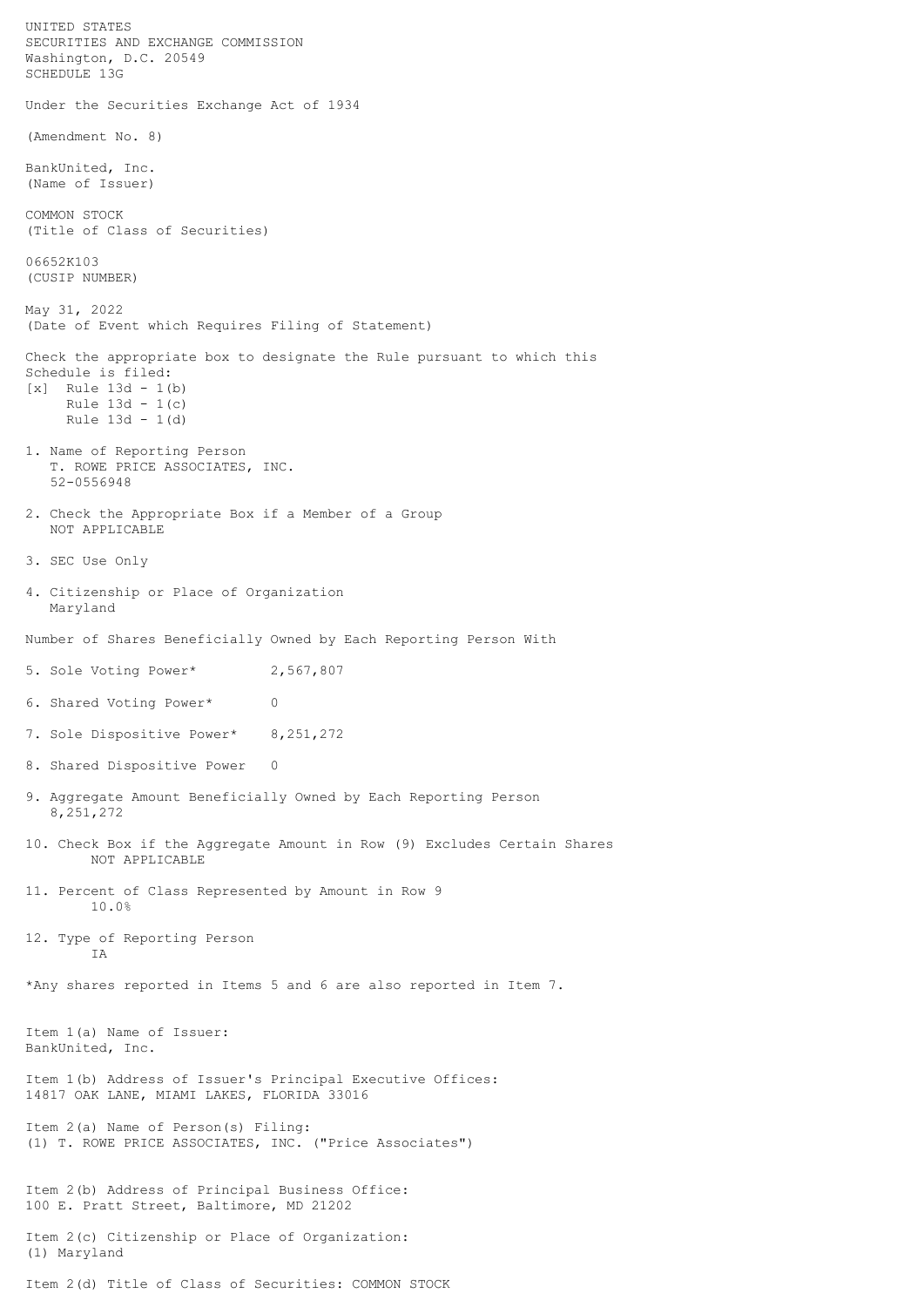UNITED STATES
SECURITIES AND EXCHANGE COMMISSION
Washington, D.C. 20549
SCHEDULE 13G

Under the Securities Exchange Act of 1934

(Amendment No. 8)

BankUnited, Inc.
(Name of Issuer)

COMMON STOCK
(Title of Class of Securities)

06652K103
(CUSIP NUMBER)

May 31, 2022
(Date of Event which Requires Filing of Statement)

Check the appropriate box to designate the Rule pursuant to which this Schedule is filed:
[x] Rule 13d - 1(b)
Rule 13d - 1(c)
Rule 13d - 1(d)

1. Name of Reporting Person
T. ROWE PRICE ASSOCIATES, INC.
52-0556948

2. Check the Appropriate Box if a Member of a Group
NOT APPLICABLE

3. SEC Use Only

4. Citizenship or Place of Organization
Maryland

Number of Shares Beneficially Owned by Each Reporting Person With

5. Sole Voting Power* 2,567,807

6. Shared Voting Power* 0

7. Sole Dispositive Power* 8,251,272

8. Shared Dispositive Power 0

9. Aggregate Amount Beneficially Owned by Each Reporting Person
8,251,272

10. Check Box if the Aggregate Amount in Row (9) Excludes Certain Shares
NOT APPLICABLE

11. Percent of Class Represented by Amount in Row 9
10.0%

12. Type of Reporting Person
IA

*Any shares reported in Items 5 and 6 are also reported in Item 7.

Item 1(a) Name of Issuer:
BankUnited, Inc.

Item 1(b) Address of Issuer's Principal Executive Offices:
14817 OAK LANE, MIAMI LAKES, FLORIDA 33016

Item 2(a) Name of Person(s) Filing:
(1) T. ROWE PRICE ASSOCIATES, INC. ("Price Associates")

Item 2(b) Address of Principal Business Office:
100 E. Pratt Street, Baltimore, MD 21202

Item 2(c) Citizenship or Place of Organization:
(1) Maryland

Item 2(d) Title of Class of Securities: COMMON STOCK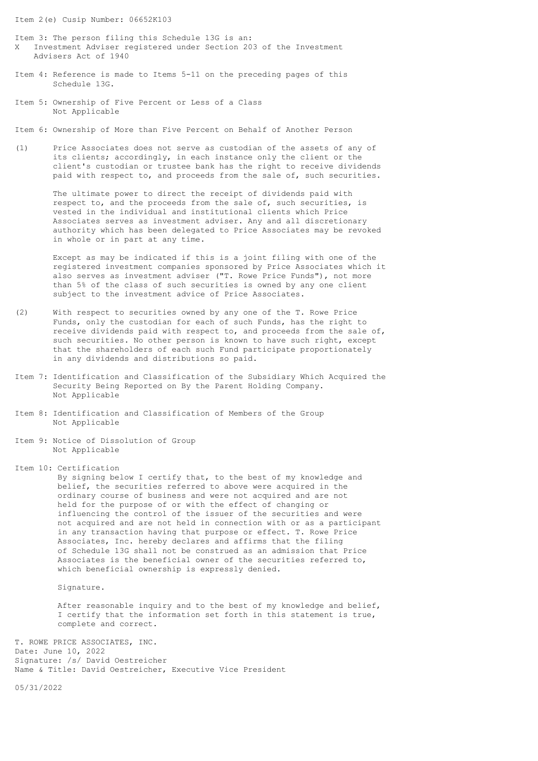Item 2(e) Cusip Number: 06652K103

Item 3: The person filing this Schedule 13G is an:

X Investment Adviser registered under Section 203 of the Investment Advisers Act of 1940

Item 4: Reference is made to Items 5-11 on the preceding pages of this Schedule 13G.

Item 5: Ownership of Five Percent or Less of a Class
Not Applicable

Item 6: Ownership of More than Five Percent on Behalf of Another Person

(1) Price Associates does not serve as custodian of the assets of any of its clients; accordingly, in each instance only the client or the client's custodian or trustee bank has the right to receive dividends paid with respect to, and proceeds from the sale of, such securities.

The ultimate power to direct the receipt of dividends paid with respect to, and the proceeds from the sale of, such securities, is vested in the individual and institutional clients which Price Associates serves as investment adviser. Any and all discretionary authority which has been delegated to Price Associates may be revoked in whole or in part at any time.

Except as may be indicated if this is a joint filing with one of the registered investment companies sponsored by Price Associates which it also serves as investment adviser ("T. Rowe Price Funds"), not more than 5% of the class of such securities is owned by any one client subject to the investment advice of Price Associates.

(2) With respect to securities owned by any one of the T. Rowe Price Funds, only the custodian for each of such Funds, has the right to receive dividends paid with respect to, and proceeds from the sale of, such securities. No other person is known to have such right, except that the shareholders of each such Fund participate proportionately in any dividends and distributions so paid.

Item 7: Identification and Classification of the Subsidiary Which Acquired the Security Being Reported on By the Parent Holding Company.
Not Applicable

Item 8: Identification and Classification of Members of the Group
Not Applicable

Item 9: Notice of Dissolution of Group
Not Applicable

Item 10: Certification

By signing below I certify that, to the best of my knowledge and belief, the securities referred to above were acquired in the ordinary course of business and were not acquired and are not held for the purpose of or with the effect of changing or influencing the control of the issuer of the securities and were not acquired and are not held in connection with or as a participant in any transaction having that purpose or effect. T. Rowe Price Associates, Inc. hereby declares and affirms that the filing of Schedule 13G shall not be construed as an admission that Price Associates is the beneficial owner of the securities referred to, which beneficial ownership is expressly denied.

Signature.

After reasonable inquiry and to the best of my knowledge and belief, I certify that the information set forth in this statement is true, complete and correct.

T. ROWE PRICE ASSOCIATES, INC.
Date: June 10, 2022
Signature: /s/ David Oestreicher
Name & Title: David Oestreicher, Executive Vice President

05/31/2022